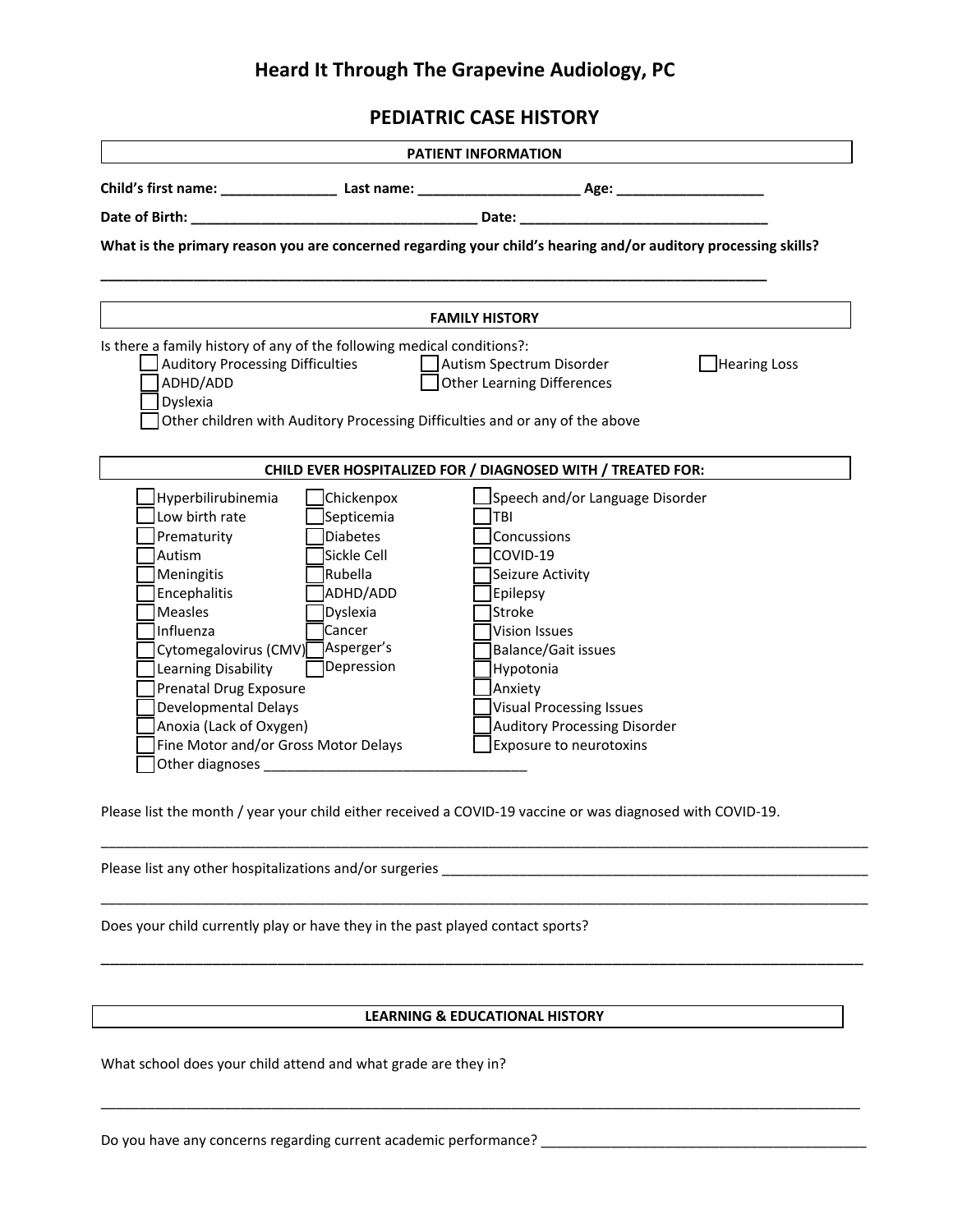# Heard It Through The Grapevine Audiology, PC

## PEDIATRIC CASE HISTORY

### PATIENT INFORMATION

**Child's first name:** _______________ **Last name:** _____________________ **Age:** ___________________

**Date of Birth:** _____________________________________ **Date:** ________________________________

**What is the primary reason you are concerned regarding your child's hearing and/or auditory processing skills?**

_____________________________________________________________________________________

### FAMILY HISTORY

Is there a family history of any of the following medical conditions?:

- ☐ Auditory Processing Difficulties
- ☐ Autism Spectrum Disorder
- ☐ Hearing Loss
- ☐ ADHD/ADD
- ☐ Other Learning Differences
- ☐ Dyslexia
- ☐ Other children with Auditory Processing Difficulties and or any of the above

### CHILD EVER HOSPITALIZED FOR / DIAGNOSED WITH / TREATED FOR:

- ☐ Hyperbilirubinemia
- ☐ Low birth rate
- ☐ Prematurity
- ☐ Autism
- ☐ Meningitis
- ☐ Encephalitis
- ☐ Measles
- ☐ Influenza
- ☐ Cytomegalovirus (CMV)
- ☐ Learning Disability
- ☐ Prenatal Drug Exposure
- ☐ Developmental Delays
- ☐ Anoxia (Lack of Oxygen)
- ☐ Fine Motor and/or Gross Motor Delays
- ☐ Other diagnoses __________________________________
- ☐ Chickenpox
- ☐ Septicemia
- ☐ Diabetes
- ☐ Sickle Cell
- ☐ Rubella
- ☐ ADHD/ADD
- ☐ Dyslexia
- ☐ Cancer
- ☐ Asperger's
- ☐ Depression
- ☐ Speech and/or Language Disorder
- ☐ TBI
- ☐ Concussions
- ☐ COVID-19
- ☐ Seizure Activity
- ☐ Epilepsy
- ☐ Stroke
- ☐ Vision Issues
- ☐ Balance/Gait issues
- ☐ Hypotonia
- ☐ Anxiety
- ☐ Visual Processing Issues
- ☐ Auditory Processing Disorder
- ☐ Exposure to neurotoxins

Please list the month / year your child either received a COVID-19 vaccine or was diagnosed with COVID-19.

_____________________________________________________________________________________________________

Please list any other hospitalizations and/or surgeries _________________________________________________________

_____________________________________________________________________________________________________

Does your child currently play or have they in the past played contact sports?

_____________________________________________________________________________________________________

### LEARNING & EDUCATIONAL HISTORY

What school does your child attend and what grade are they in?

_____________________________________________________________________________________________________

Do you have any concerns regarding current academic performance? ___________________________________________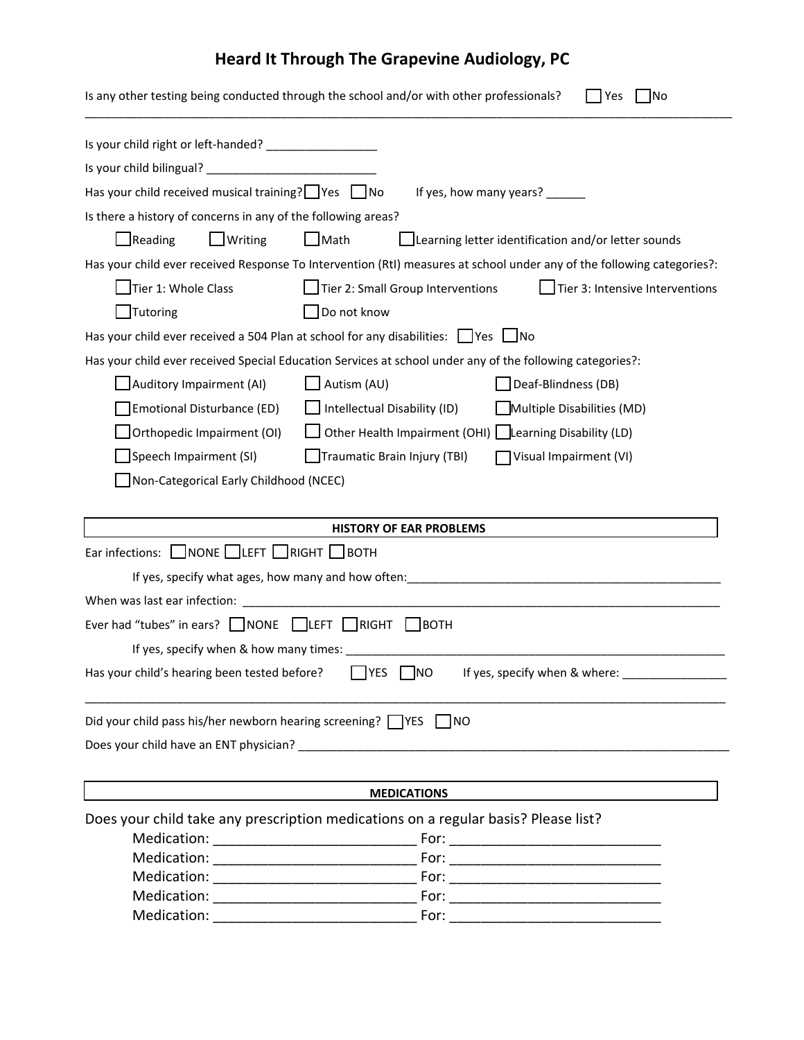# Heard It Through The Grapevine Audiology, PC

Is any other testing being conducted through the school and/or with other professionals? ☐ Yes ☐ No

_____________________________________________________________________________________________

Is your child right or left-handed? _________________

Is your child bilingual? __________________________

Has your child received musical training? ☐ Yes ☐ No If yes, how many years? ______

Is there a history of concerns in any of the following areas?

☐ Reading ☐ Writing ☐ Math ☐ Learning letter identification and/or letter sounds

Has your child ever received Response To Intervention (RtI) measures at school under any of the following categories?:

☐ Tier 1: Whole Class ☐ Tier 2: Small Group Interventions ☐ Tier 3: Intensive Interventions

☐ Tutoring ☐ Do not know

Has your child ever received a 504 Plan at school for any disabilities: ☐ Yes ☐ No

Has your child ever received Special Education Services at school under any of the following categories?:

☐ Auditory Impairment (AI) ☐ Autism (AU) ☐ Deaf-Blindness (DB)

☐ Emotional Disturbance (ED) ☐ Intellectual Disability (ID) ☐ Multiple Disabilities (MD)

☐ Orthopedic Impairment (OI) ☐ Other Health Impairment (OHI) ☐ Learning Disability (LD)

☐ Speech Impairment (SI) ☐ Traumatic Brain Injury (TBI) ☐ Visual Impairment (VI)

☐ Non-Categorical Early Childhood (NCEC)

## HISTORY OF EAR PROBLEMS

Ear infections: ☐ NONE ☐ LEFT ☐ RIGHT ☐ BOTH

If yes, specify what ages, how many and how often:_________________________________________________

When was last ear infection: _____________________________________________________________________________

Ever had "tubes" in ears? ☐ NONE ☐ LEFT ☐ RIGHT ☐ BOTH

If yes, specify when & how many times: ____________________________________________________________

Has your child's hearing been tested before? ☐ YES ☐ NO If yes, specify when & where: ________________

_____________________________________________________________________________________________

Did your child pass his/her newborn hearing screening? ☐ YES ☐ NO

Does your child have an ENT physician? ______________________________________________________________________

## MEDICATIONS

Does your child take any prescription medications on a regular basis? Please list?

Medication: __________________________ For: ___________________________

Medication: __________________________ For: ___________________________

Medication: __________________________ For: ___________________________

Medication: __________________________ For: ___________________________

Medication: __________________________ For: ___________________________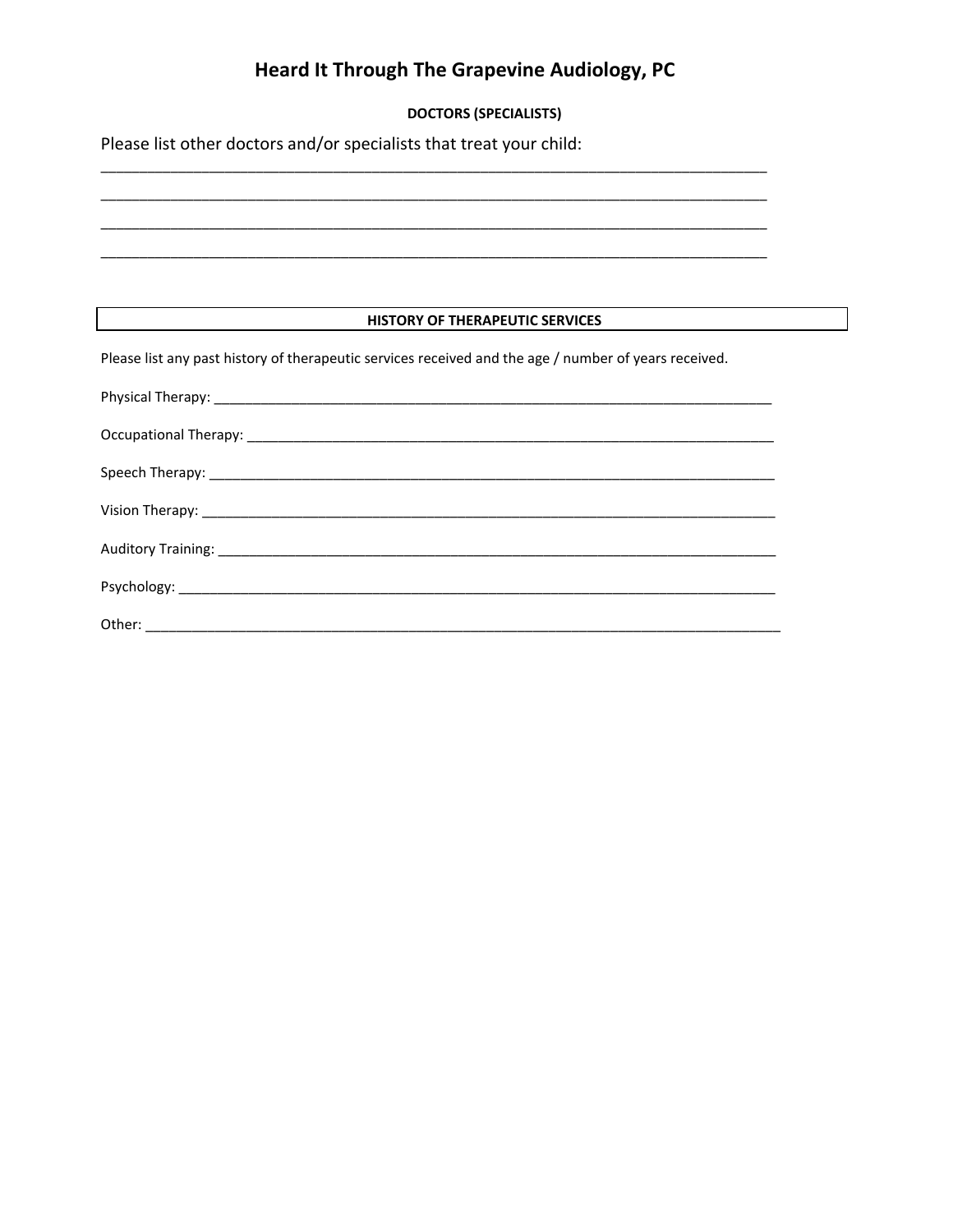# Heard It Through The Grapevine Audiology, PC

**DOCTORS (SPECIALISTS)**

Please list other doctors and/or specialists that treat your child:

___________________________________________________________________________

___________________________________________________________________________

___________________________________________________________________________

___________________________________________________________________________

**HISTORY OF THERAPEUTIC SERVICES**

Please list any past history of therapeutic services received and the age / number of years received.

Physical Therapy: ___________________________________________________________________________

Occupational Therapy: _______________________________________________________________________

Speech Therapy: _____________________________________________________________________________

Vision Therapy: _____________________________________________________________________________

Auditory Training: ___________________________________________________________________________

Psychology: ________________________________________________________________________________

Other: _____________________________________________________________________________________